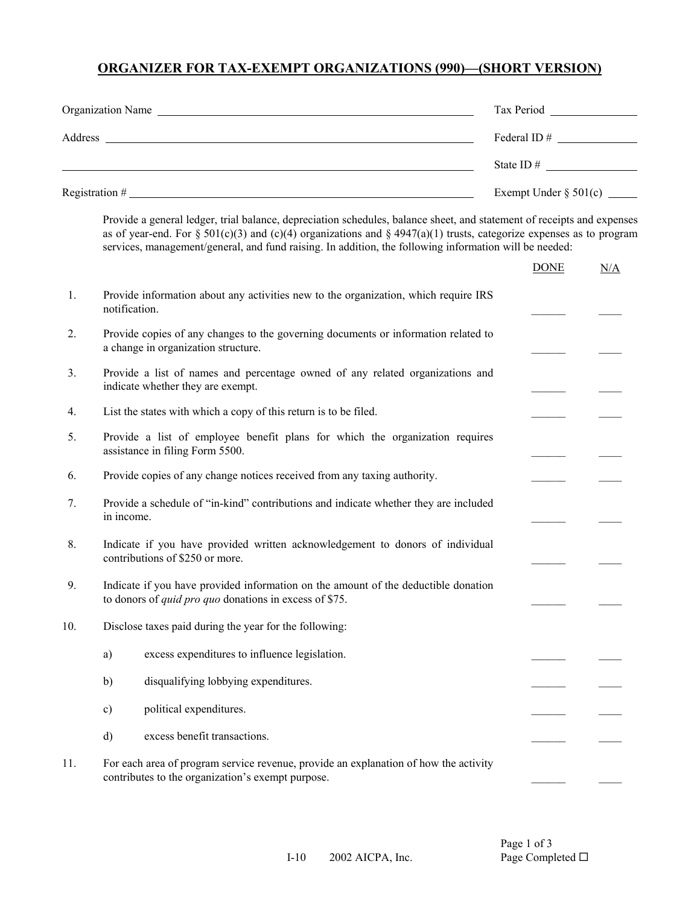# ORGANIZER FOR TAX-EXEMPT ORGANIZATIONS (990)—(SHORT VERSION)

Organization Name ______________________________ Tax Period ______________

Address ______________________________ Federal ID # ______________

______________________________ State ID # ______________

Registration # ______________________________ Exempt Under § 501(c) ______

Provide a general ledger, trial balance, depreciation schedules, balance sheet, and statement of receipts and expenses as of year-end. For § 501(c)(3) and (c)(4) organizations and § 4947(a)(1) trusts, categorize expenses as to program services, management/general, and fund raising. In addition, the following information will be needed:

| | | DONE | N/A |
|---|---|---|---|
| 1. | Provide information about any activities new to the organization, which require IRS notification. | ______ | ____ |
| 2. | Provide copies of any changes to the governing documents or information related to a change in organization structure. | ______ | ____ |
| 3. | Provide a list of names and percentage owned of any related organizations and indicate whether they are exempt. | ______ | ____ |
| 4. | List the states with which a copy of this return is to be filed. | ______ | ____ |
| 5. | Provide a list of employee benefit plans for which the organization requires assistance in filing Form 5500. | ______ | ____ |
| 6. | Provide copies of any change notices received from any taxing authority. | ______ | ____ |
| 7. | Provide a schedule of "in-kind" contributions and indicate whether they are included in income. | ______ | ____ |
| 8. | Indicate if you have provided written acknowledgement to donors of individual contributions of $250 or more. | ______ | ____ |
| 9. | Indicate if you have provided information on the amount of the deductible donation to donors of *quid pro quo* donations in excess of $75. | ______ | ____ |
| 10. | Disclose taxes paid during the year for the following: | | |
| | a) excess expenditures to influence legislation. | ______ | ____ |
| | b) disqualifying lobbying expenditures. | ______ | ____ |
| | c) political expenditures. | ______ | ____ |
| | d) excess benefit transactions. | ______ | ____ |
| 11. | For each area of program service revenue, provide an explanation of how the activity contributes to the organization's exempt purpose. | ______ | ____ |

I-10 2002 AICPA, Inc.

Page Completed ☐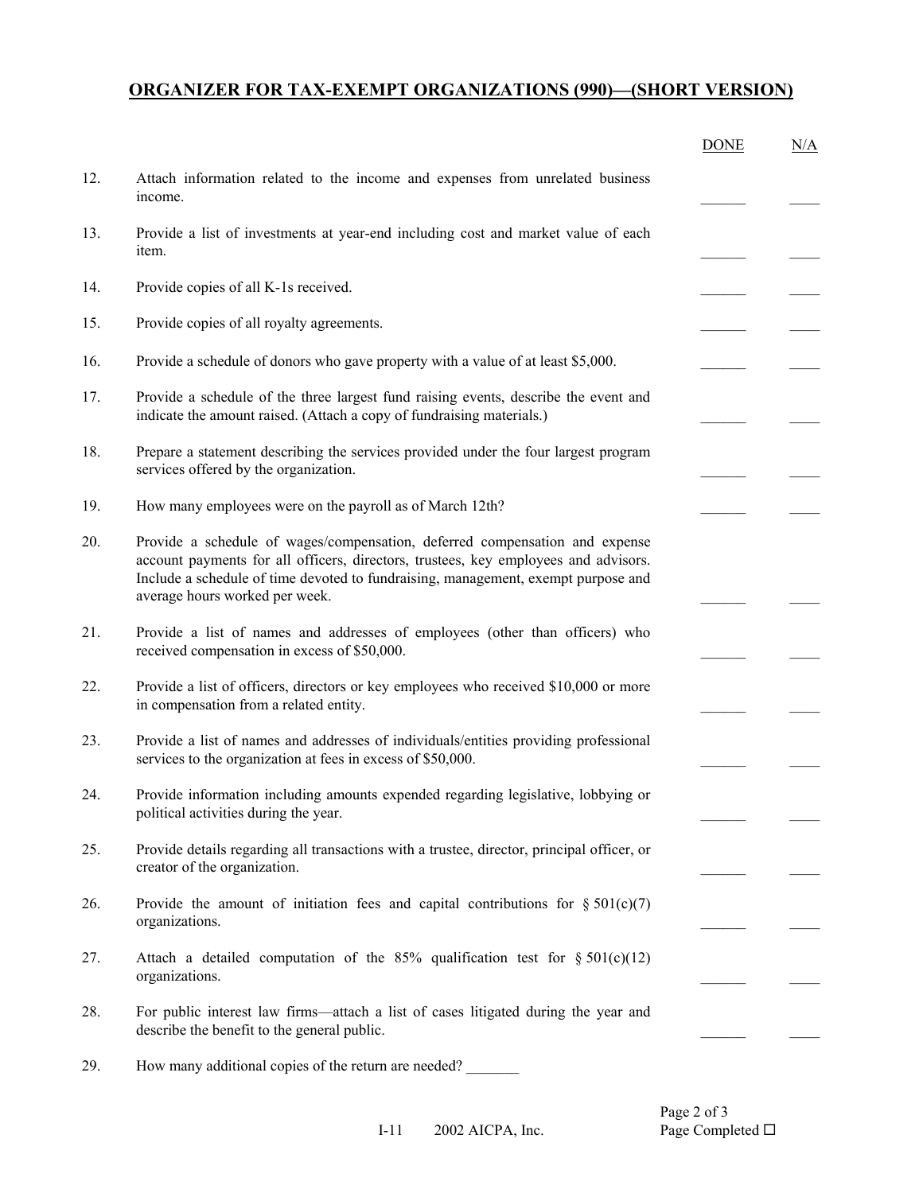## ORGANIZER FOR TAX-EXEMPT ORGANIZATIONS (990)—(SHORT VERSION)

| | | DONE | N/A |
|---|---|---|---|
| 12. | Attach information related to the income and expenses from unrelated business income. | ______ | ____ |
| 13. | Provide a list of investments at year-end including cost and market value of each item. | ______ | ____ |
| 14. | Provide copies of all K-1s received. | ______ | ____ |
| 15. | Provide copies of all royalty agreements. | ______ | ____ |
| 16. | Provide a schedule of donors who gave property with a value of at least $5,000. | ______ | ____ |
| 17. | Provide a schedule of the three largest fund raising events, describe the event and indicate the amount raised. (Attach a copy of fundraising materials.) | ______ | ____ |
| 18. | Prepare a statement describing the services provided under the four largest program services offered by the organization. | ______ | ____ |
| 19. | How many employees were on the payroll as of March 12th? | ______ | ____ |
| 20. | Provide a schedule of wages/compensation, deferred compensation and expense account payments for all officers, directors, trustees, key employees and advisors. Include a schedule of time devoted to fundraising, management, exempt purpose and average hours worked per week. | ______ | ____ |
| 21. | Provide a list of names and addresses of employees (other than officers) who received compensation in excess of $50,000. | ______ | ____ |
| 22. | Provide a list of officers, directors or key employees who received $10,000 or more in compensation from a related entity. | ______ | ____ |
| 23. | Provide a list of names and addresses of individuals/entities providing professional services to the organization at fees in excess of $50,000. | ______ | ____ |
| 24. | Provide information including amounts expended regarding legislative, lobbying or political activities during the year. | ______ | ____ |
| 25. | Provide details regarding all transactions with a trustee, director, principal officer, or creator of the organization. | ______ | ____ |
| 26. | Provide the amount of initiation fees and capital contributions for § 501(c)(7) organizations. | ______ | ____ |
| 27. | Attach a detailed computation of the 85% qualification test for § 501(c)(12) organizations. | ______ | ____ |
| 28. | For public interest law firms—attach a list of cases litigated during the year and describe the benefit to the general public. | ______ | ____ |

29. How many additional copies of the return are needed? _______

Page Completed ☐

I-11 2002 AICPA, Inc.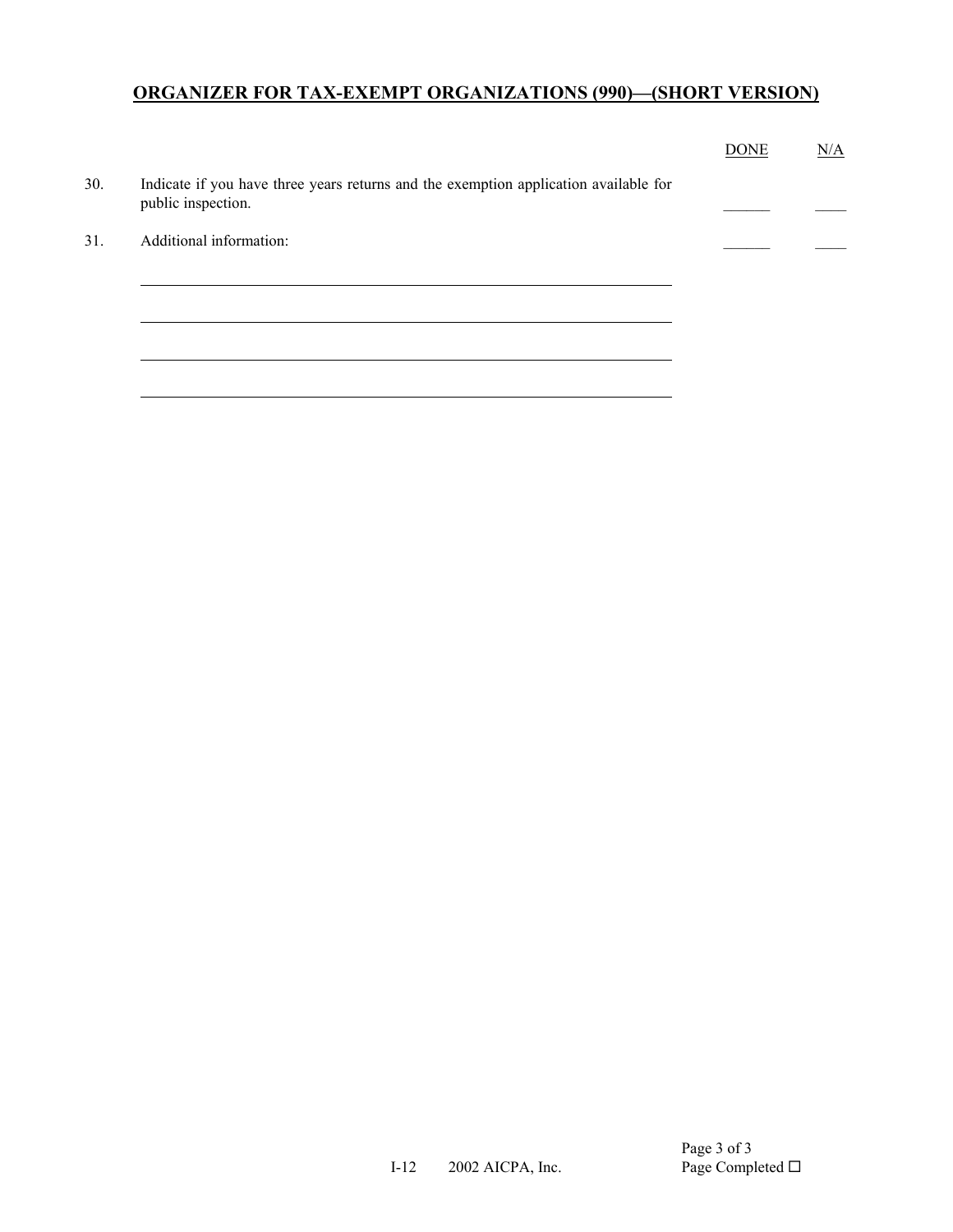## ORGANIZER FOR TAX-EXEMPT ORGANIZATIONS (990)—(SHORT VERSION)

| | | DONE | N/A |
|---|---|---|---|
| 30. | Indicate if you have three years returns and the exemption application available for public inspection. | ______ | ____ |
| 31. | Additional information: | ______ | ____ |

\_\_\_\_\_\_\_\_\_\_\_\_\_\_\_\_\_\_\_\_\_\_\_\_\_\_\_\_\_\_\_\_\_\_\_\_\_\_\_\_\_\_\_\_\_\_\_\_\_\_\_\_\_\_\_\_

\_\_\_\_\_\_\_\_\_\_\_\_\_\_\_\_\_\_\_\_\_\_\_\_\_\_\_\_\_\_\_\_\_\_\_\_\_\_\_\_\_\_\_\_\_\_\_\_\_\_\_\_\_\_\_\_

\_\_\_\_\_\_\_\_\_\_\_\_\_\_\_\_\_\_\_\_\_\_\_\_\_\_\_\_\_\_\_\_\_\_\_\_\_\_\_\_\_\_\_\_\_\_\_\_\_\_\_\_\_\_\_\_

\_\_\_\_\_\_\_\_\_\_\_\_\_\_\_\_\_\_\_\_\_\_\_\_\_\_\_\_\_\_\_\_\_\_\_\_\_\_\_\_\_\_\_\_\_\_\_\_\_\_\_\_\_\_\_\_

Page Completed ☐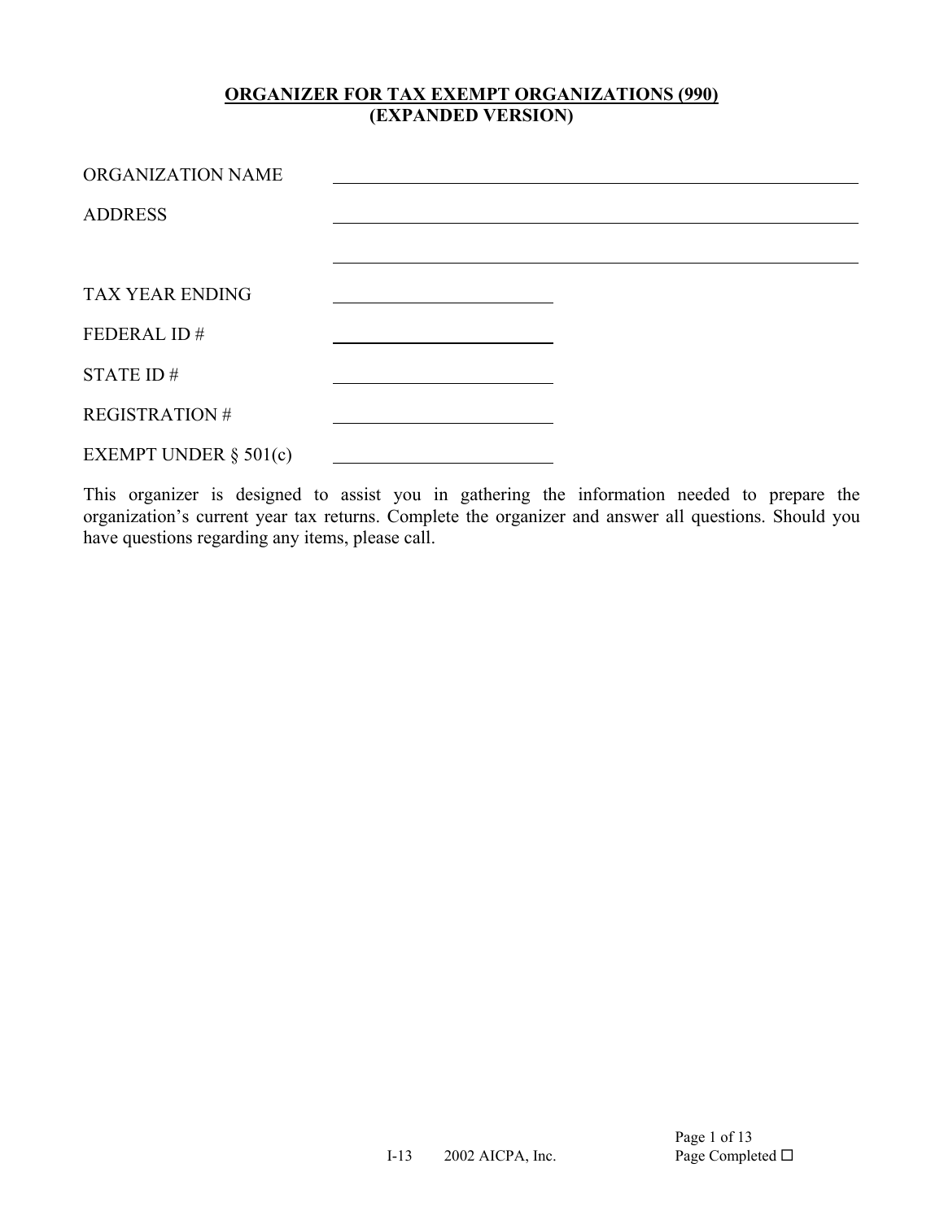# ORGANIZER FOR TAX EXEMPT ORGANIZATIONS (990)
## (EXPANDED VERSION)

ORGANIZATION NAME ______________________________

ADDRESS ______________________________

______________________________

TAX YEAR ENDING ______________

FEDERAL ID # ______________

STATE ID # ______________

REGISTRATION # ______________

EXEMPT UNDER § 501(c) ______________

This organizer is designed to assist you in gathering the information needed to prepare the organization's current year tax returns. Complete the organizer and answer all questions. Should you have questions regarding any items, please call.

I-13 2002 AICPA, Inc.

Page Completed ☐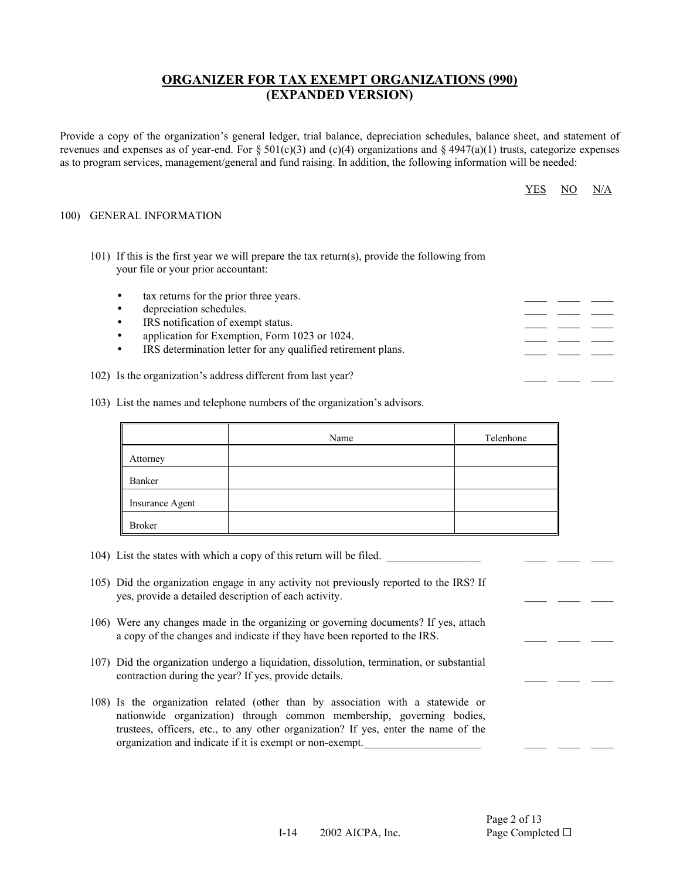# ORGANIZER FOR TAX EXEMPT ORGANIZATIONS (990) (EXPANDED VERSION)

Provide a copy of the organization's general ledger, trial balance, depreciation schedules, balance sheet, and statement of revenues and expenses as of year-end. For § 501(c)(3) and (c)(4) organizations and § 4947(a)(1) trusts, categorize expenses as to program services, management/general and fund raising. In addition, the following information will be needed:

YES NO N/A

100) GENERAL INFORMATION

101) If this is the first year we will prepare the tax return(s), provide the following from your file or your prior accountant:

- tax returns for the prior three years. ____ ____ ____
- depreciation schedules. ____ ____ ____
- IRS notification of exempt status. ____ ____ ____
- application for Exemption, Form 1023 or 1024. ____ ____ ____
- IRS determination letter for any qualified retirement plans. ____ ____ ____

102) Is the organization's address different from last year? ____ ____ ____

103) List the names and telephone numbers of the organization's advisors.

| | Name | Telephone |
|---|---|---|
| Attorney | | |
| Banker | | |
| Insurance Agent | | |
| Broker | | |

104) List the states with which a copy of this return will be filed. _________________ ____ ____ ____

105) Did the organization engage in any activity not previously reported to the IRS? If yes, provide a detailed description of each activity. ____ ____ ____

106) Were any changes made in the organizing or governing documents? If yes, attach a copy of the changes and indicate if they have been reported to the IRS. ____ ____ ____

107) Did the organization undergo a liquidation, dissolution, termination, or substantial contraction during the year? If yes, provide details. ____ ____ ____

108) Is the organization related (other than by association with a statewide or nationwide organization) through common membership, governing bodies, trustees, officers, etc., to any other organization? If yes, enter the name of the organization and indicate if it is exempt or non-exempt._____________________ ____ ____ ____

I-14 2002 AICPA, Inc.

Page Completed ☐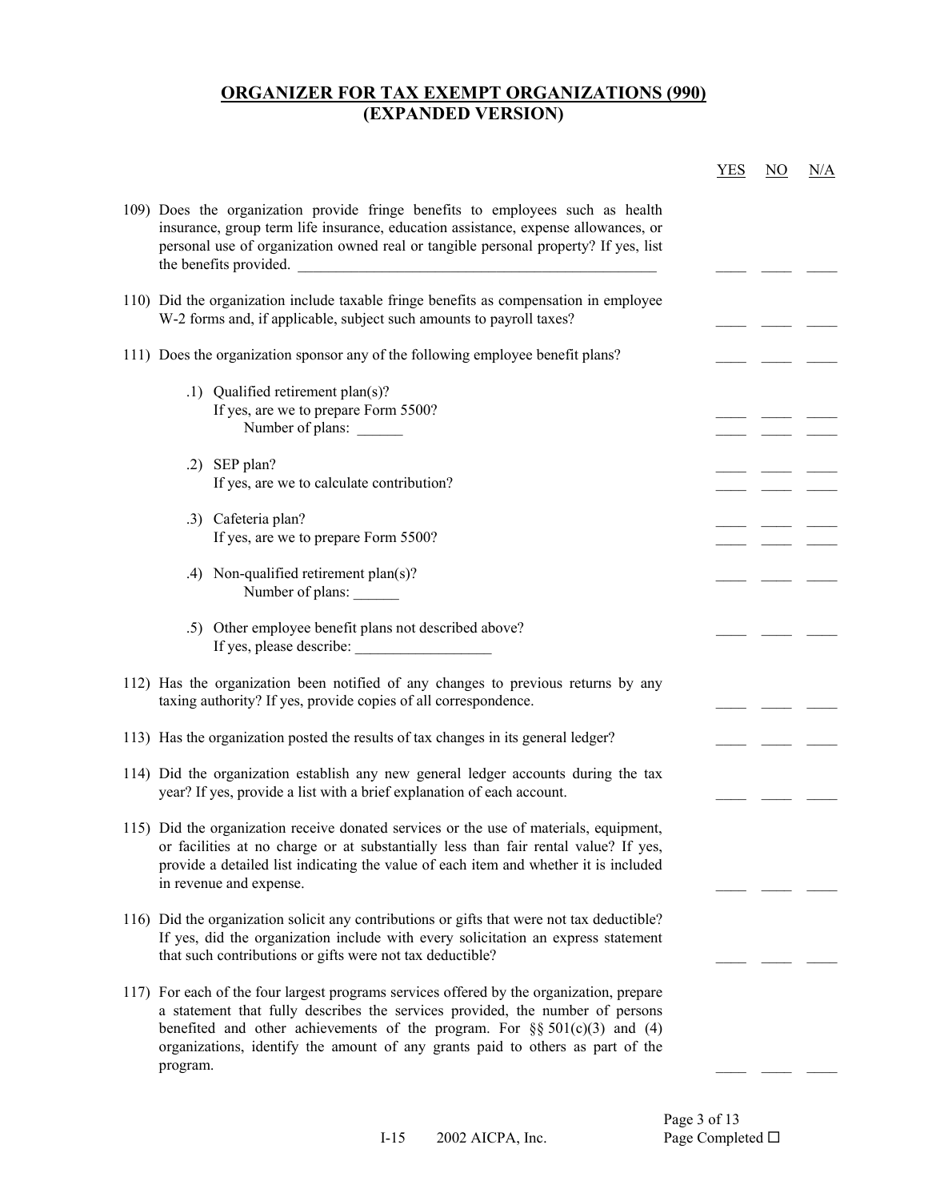# ORGANIZER FOR TAX EXEMPT ORGANIZATIONS (990) (EXPANDED VERSION)

| | YES | NO | N/A |
|---|---|---|---|
| 109) Does the organization provide fringe benefits to employees such as health insurance, group term life insurance, education assistance, expense allowances, or personal use of organization owned real or tangible personal property? If yes, list the benefits provided. ____________________ | ____ | ____ | ____ |
| 110) Did the organization include taxable fringe benefits as compensation in employee W-2 forms and, if applicable, subject such amounts to payroll taxes? | ____ | ____ | ____ |
| 111) Does the organization sponsor any of the following employee benefit plans? | ____ | ____ | ____ |
| .1) Qualified retirement plan(s)? | ____ | ____ | ____ |
| If yes, are we to prepare Form 5500? | ____ | ____ | ____ |
| Number of plans: ______ | | | |
| .2) SEP plan? | ____ | ____ | ____ |
| If yes, are we to calculate contribution? | ____ | ____ | ____ |
| .3) Cafeteria plan? | ____ | ____ | ____ |
| If yes, are we to prepare Form 5500? | ____ | ____ | ____ |
| .4) Non-qualified retirement plan(s)? | ____ | ____ | ____ |
| Number of plans: ______ | | | |
| .5) Other employee benefit plans not described above? | ____ | ____ | ____ |
| If yes, please describe: __________________ | | | |
| 112) Has the organization been notified of any changes to previous returns by any taxing authority? If yes, provide copies of all correspondence. | ____ | ____ | ____ |
| 113) Has the organization posted the results of tax changes in its general ledger? | ____ | ____ | ____ |
| 114) Did the organization establish any new general ledger accounts during the tax year? If yes, provide a list with a brief explanation of each account. | ____ | ____ | ____ |
| 115) Did the organization receive donated services or the use of materials, equipment, or facilities at no charge or at substantially less than fair rental value? If yes, provide a detailed list indicating the value of each item and whether it is included in revenue and expense. | ____ | ____ | ____ |
| 116) Did the organization solicit any contributions or gifts that were not tax deductible? If yes, did the organization include with every solicitation an express statement that such contributions or gifts were not tax deductible? | ____ | ____ | ____ |
| 117) For each of the four largest programs services offered by the organization, prepare a statement that fully describes the services provided, the number of persons benefited and other achievements of the program. For §§ 501(c)(3) and (4) organizations, identify the amount of any grants paid to others as part of the program. | ____ | ____ | ____ |

I-15 2002 AICPA, Inc.

Page Completed ☐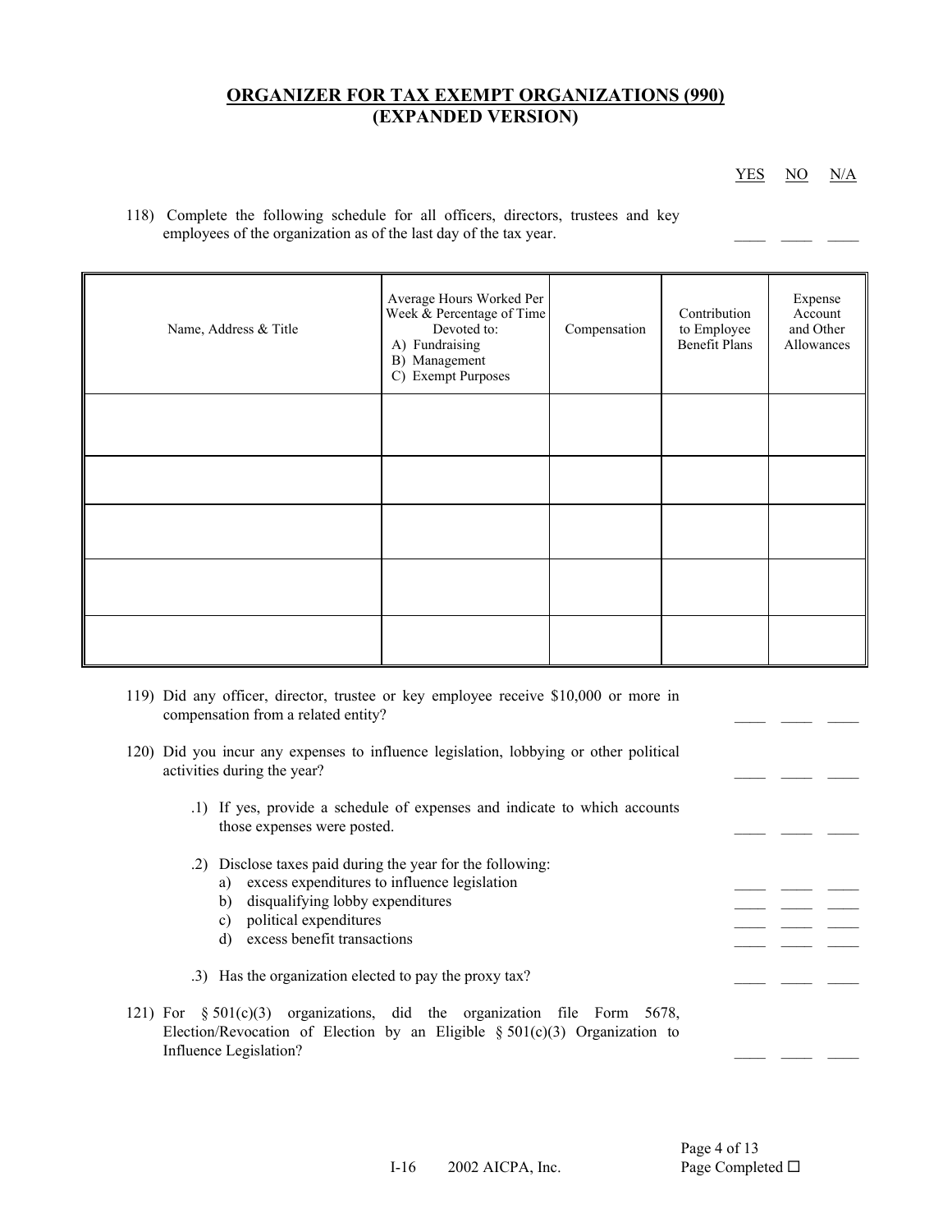## ORGANIZER FOR TAX EXEMPT ORGANIZATIONS (990) (EXPANDED VERSION)

YES NO N/A

118) Complete the following schedule for all officers, directors, trustees and key employees of the organization as of the last day of the tax year. ____ ____ ____

| Name, Address & Title | Average Hours Worked Per Week & Percentage of Time Devoted to: A) Fundraising B) Management C) Exempt Purposes | Compensation | Contribution to Employee Benefit Plans | Expense Account and Other Allowances |
|---|---|---|---|---|
| | | | | |
| | | | | |
| | | | | |
| | | | | |
| | | | | |

119) Did any officer, director, trustee or key employee receive $10,000 or more in compensation from a related entity? ____ ____ ____

120) Did you incur any expenses to influence legislation, lobbying or other political activities during the year? ____ ____ ____

.1) If yes, provide a schedule of expenses and indicate to which accounts those expenses were posted. ____ ____ ____

.2) Disclose taxes paid during the year for the following:

a) excess expenditures to influence legislation ____ ____ ____
b) disqualifying lobby expenditures ____ ____ ____
c) political expenditures ____ ____ ____
d) excess benefit transactions ____ ____ ____

.3) Has the organization elected to pay the proxy tax? ____ ____ ____

121) For § 501(c)(3) organizations, did the organization file Form 5678, Election/Revocation of Election by an Eligible § 501(c)(3) Organization to Influence Legislation? ____ ____ ____

I-16 2002 AICPA, Inc.

Page Completed ☐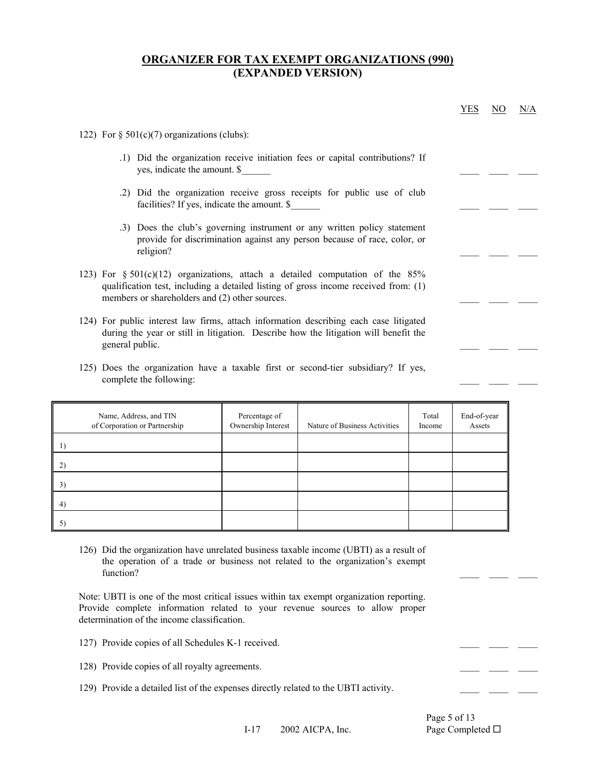## ORGANIZER FOR TAX EXEMPT ORGANIZATIONS (990) (EXPANDED VERSION)

YES NO N/A

122) For § 501(c)(7) organizations (clubs):

.1) Did the organization receive initiation fees or capital contributions? If yes, indicate the amount. $______ ____ ____ ____

.2) Did the organization receive gross receipts for public use of club facilities? If yes, indicate the amount. $______ ____ ____ ____

.3) Does the club's governing instrument or any written policy statement provide for discrimination against any person because of race, color, or religion? ____ ____ ____

123) For § 501(c)(12) organizations, attach a detailed computation of the 85% qualification test, including a detailed listing of gross income received from: (1) members or shareholders and (2) other sources. ____ ____ ____

124) For public interest law firms, attach information describing each case litigated during the year or still in litigation. Describe how the litigation will benefit the general public. ____ ____ ____

125) Does the organization have a taxable first or second-tier subsidiary? If yes, complete the following: ____ ____ ____

| Name, Address, and TIN of Corporation or Partnership | Percentage of Ownership Interest | Nature of Business Activities | Total Income | End-of-year Assets |
|---|---|---|---|---|
| 1) | | | | |
| 2) | | | | |
| 3) | | | | |
| 4) | | | | |
| 5) | | | | |

126) Did the organization have unrelated business taxable income (UBTI) as a result of the operation of a trade or business not related to the organization's exempt function? ____ ____ ____

Note: UBTI is one of the most critical issues within tax exempt organization reporting. Provide complete information related to your revenue sources to allow proper determination of the income classification.

127) Provide copies of all Schedules K-1 received. ____ ____ ____

128) Provide copies of all royalty agreements. ____ ____ ____

129) Provide a detailed list of the expenses directly related to the UBTI activity. ____ ____ ____

I-17 2002 AICPA, Inc.

Page Completed ☐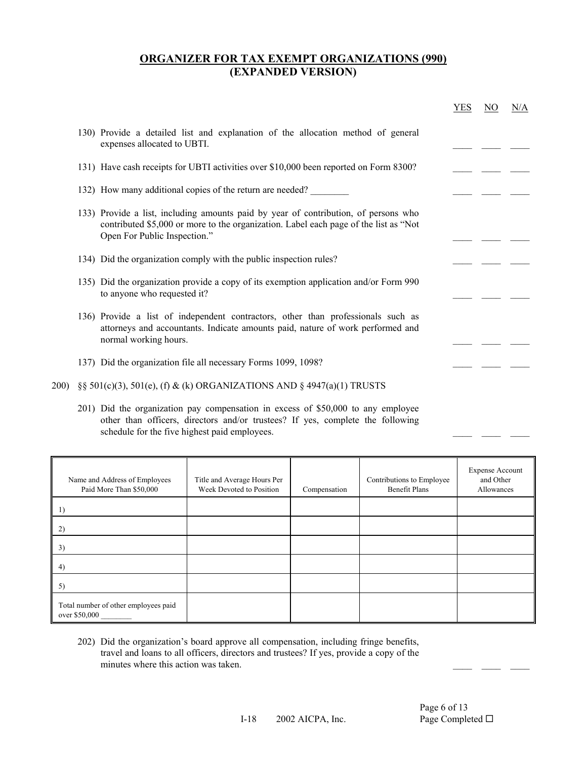## ORGANIZER FOR TAX EXEMPT ORGANIZATIONS (990) (EXPANDED VERSION)

| | YES | NO | N/A |
|---|---|---|---|
| 130) Provide a detailed list and explanation of the allocation method of general expenses allocated to UBTI. | ____ | ____ | ____ |
| 131) Have cash receipts for UBTI activities over $10,000 been reported on Form 8300? | ____ | ____ | ____ |
| 132) How many additional copies of the return are needed? ________ | ____ | ____ | ____ |
| 133) Provide a list, including amounts paid by year of contribution, of persons who contributed $5,000 or more to the organization. Label each page of the list as "Not Open For Public Inspection." | ____ | ____ | ____ |
| 134) Did the organization comply with the public inspection rules? | ____ | ____ | ____ |
| 135) Did the organization provide a copy of its exemption application and/or Form 990 to anyone who requested it? | ____ | ____ | ____ |
| 136) Provide a list of independent contractors, other than professionals such as attorneys and accountants. Indicate amounts paid, nature of work performed and normal working hours. | ____ | ____ | ____ |
| 137) Did the organization file all necessary Forms 1099, 1098? | ____ | ____ | ____ |

200) §§ 501(c)(3), 501(e), (f) & (k) ORGANIZATIONS AND § 4947(a)(1) TRUSTS

| | YES | NO | N/A |
|---|---|---|---|
| 201) Did the organization pay compensation in excess of $50,000 to any employee other than officers, directors and/or trustees? If yes, complete the following schedule for the five highest paid employees. | ____ | ____ | ____ |

| Name and Address of Employees Paid More Than $50,000 | Title and Average Hours Per Week Devoted to Position | Compensation | Contributions to Employee Benefit Plans | Expense Account and Other Allowances |
|---|---|---|---|---|
| 1) | | | | |
| 2) | | | | |
| 3) | | | | |
| 4) | | | | |
| 5) | | | | |
| Total number of other employees paid over $50,000 ________ | | | | |

| | YES | NO | N/A |
|---|---|---|---|
| 202) Did the organization's board approve all compensation, including fringe benefits, travel and loans to all officers, directors and trustees? If yes, provide a copy of the minutes where this action was taken. | ____ | ____ | ____ |

Page Completed ☐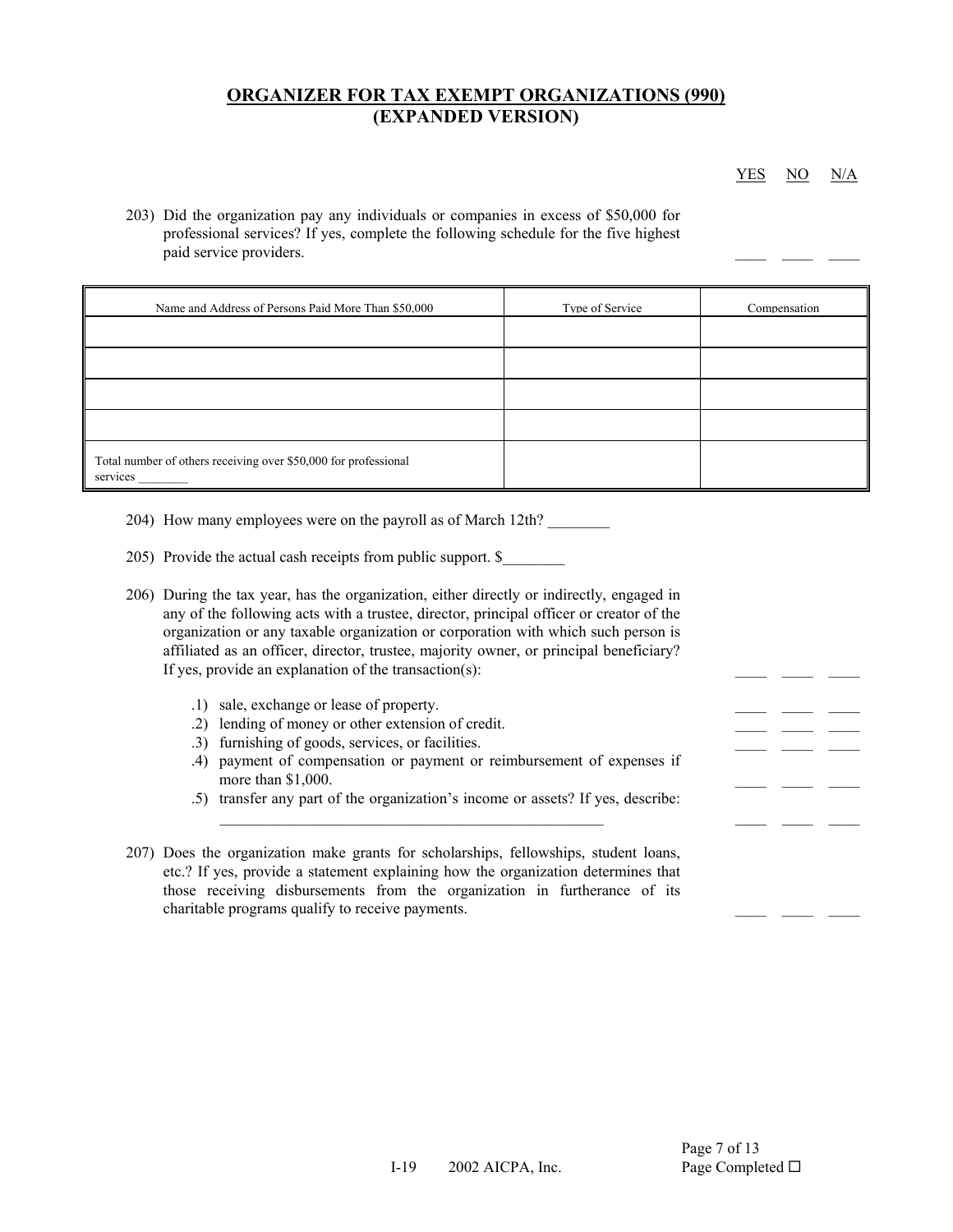# ORGANIZER FOR TAX EXEMPT ORGANIZATIONS (990)
# (EXPANDED VERSION)

YES NO N/A

203) Did the organization pay any individuals or companies in excess of $50,000 for professional services? If yes, complete the following schedule for the five highest paid service providers. ____ ____ ____

| Name and Address of Persons Paid More Than $50,000 | Type of Service | Compensation |
|---|---|---|
| | | |
| | | |
| | | |
| | | |
| Total number of others receiving over $50,000 for professional services ________ | | |

204) How many employees were on the payroll as of March 12th? ________

205) Provide the actual cash receipts from public support. $________

206) During the tax year, has the organization, either directly or indirectly, engaged in any of the following acts with a trustee, director, principal officer or creator of the organization or any taxable organization or corporation with which such person is affiliated as an officer, director, trustee, majority owner, or principal beneficiary? If yes, provide an explanation of the transaction(s): ____ ____ ____

.1) sale, exchange or lease of property. ____ ____ ____
.2) lending of money or other extension of credit. ____ ____ ____
.3) furnishing of goods, services, or facilities. ____ ____ ____
.4) payment of compensation or payment or reimbursement of expenses if more than $1,000. ____ ____ ____
.5) transfer any part of the organization's income or assets? If yes, describe: ________________________________________________ ____ ____ ____

207) Does the organization make grants for scholarships, fellowships, student loans, etc.? If yes, provide a statement explaining how the organization determines that those receiving disbursements from the organization in furtherance of its charitable programs qualify to receive payments. ____ ____ ____

Page Completed ☐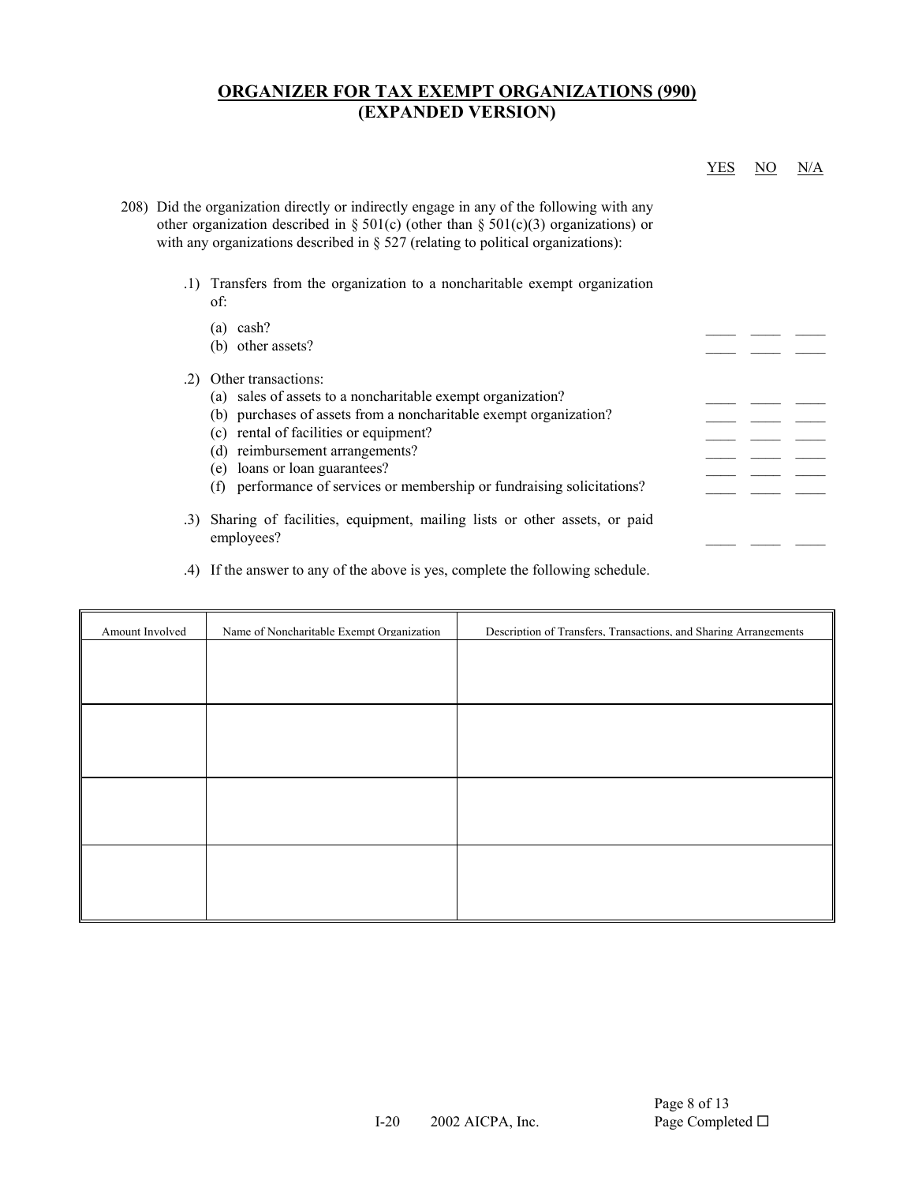# ORGANIZER FOR TAX EXEMPT ORGANIZATIONS (990) (EXPANDED VERSION)

| | YES | NO | N/A |
|---|---|---|---|
| 208) Did the organization directly or indirectly engage in any of the following with any other organization described in § 501(c) (other than § 501(c)(3) organizations) or with any organizations described in § 527 (relating to political organizations): | | | |
| .1) Transfers from the organization to a noncharitable exempt organization of: | | | |
| (a) cash? | ____ | ____ | ____ |
| (b) other assets? | ____ | ____ | ____ |
| .2) Other transactions: | | | |
| (a) sales of assets to a noncharitable exempt organization? | ____ | ____ | ____ |
| (b) purchases of assets from a noncharitable exempt organization? | ____ | ____ | ____ |
| (c) rental of facilities or equipment? | ____ | ____ | ____ |
| (d) reimbursement arrangements? | ____ | ____ | ____ |
| (e) loans or loan guarantees? | ____ | ____ | ____ |
| (f) performance of services or membership or fundraising solicitations? | ____ | ____ | ____ |
| .3) Sharing of facilities, equipment, mailing lists or other assets, or paid employees? | ____ | ____ | ____ |

.4) If the answer to any of the above is yes, complete the following schedule.

| Amount Involved | Name of Noncharitable Exempt Organization | Description of Transfers, Transactions, and Sharing Arrangements |
|---|---|---|
| | | |
| | | |
| | | |
| | | |

I-20 2002 AICPA, Inc.

Page Completed ☐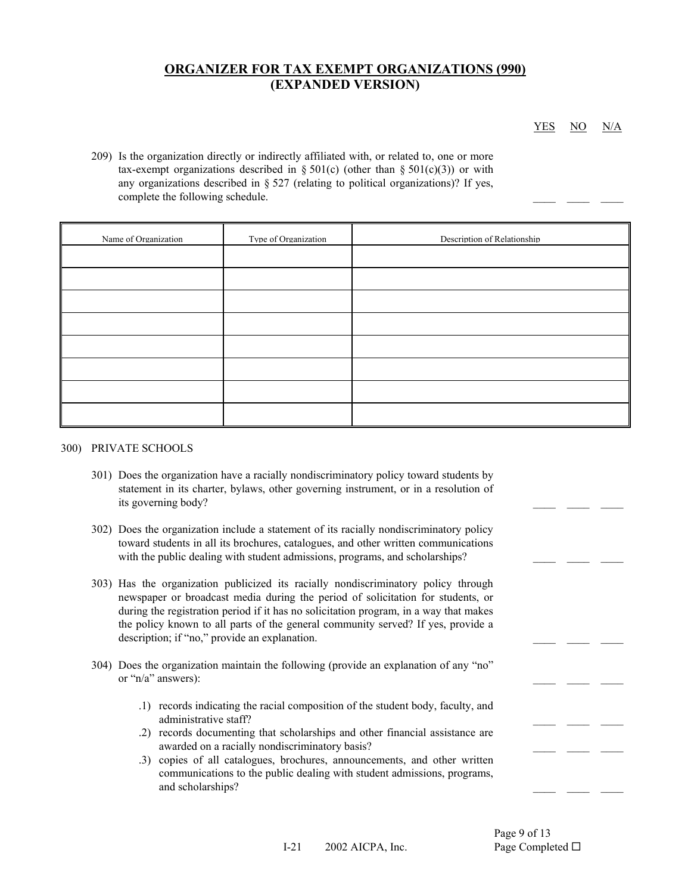## ORGANIZER FOR TAX EXEMPT ORGANIZATIONS (990) (EXPANDED VERSION)

YES NO N/A

209) Is the organization directly or indirectly affiliated with, or related to, one or more tax-exempt organizations described in § 501(c) (other than § 501(c)(3)) or with any organizations described in § 527 (relating to political organizations)? If yes, complete the following schedule. \_\_\_\_ \_\_\_\_ \_\_\_\_

| Name of Organization | Type of Organization | Description of Relationship |
|---|---|---|
| | | |
| | | |
| | | |
| | | |
| | | |
| | | |
| | | |
| | | |

300) PRIVATE SCHOOLS

301) Does the organization have a racially nondiscriminatory policy toward students by statement in its charter, bylaws, other governing instrument, or in a resolution of its governing body? \_\_\_\_ \_\_\_\_ \_\_\_\_

302) Does the organization include a statement of its racially nondiscriminatory policy toward students in all its brochures, catalogues, and other written communications with the public dealing with student admissions, programs, and scholarships? \_\_\_\_ \_\_\_\_ \_\_\_\_

303) Has the organization publicized its racially nondiscriminatory policy through newspaper or broadcast media during the period of solicitation for students, or during the registration period if it has no solicitation program, in a way that makes the policy known to all parts of the general community served? If yes, provide a description; if "no," provide an explanation. \_\_\_\_ \_\_\_\_ \_\_\_\_

304) Does the organization maintain the following (provide an explanation of any "no" or "n/a" answers): \_\_\_\_ \_\_\_\_ \_\_\_\_

- .1) records indicating the racial composition of the student body, faculty, and administrative staff? \_\_\_\_ \_\_\_\_ \_\_\_\_
- .2) records documenting that scholarships and other financial assistance are awarded on a racially nondiscriminatory basis? \_\_\_\_ \_\_\_\_ \_\_\_\_
- .3) copies of all catalogues, brochures, announcements, and other written communications to the public dealing with student admissions, programs, and scholarships? \_\_\_\_ \_\_\_\_ \_\_\_\_

Page Completed ☐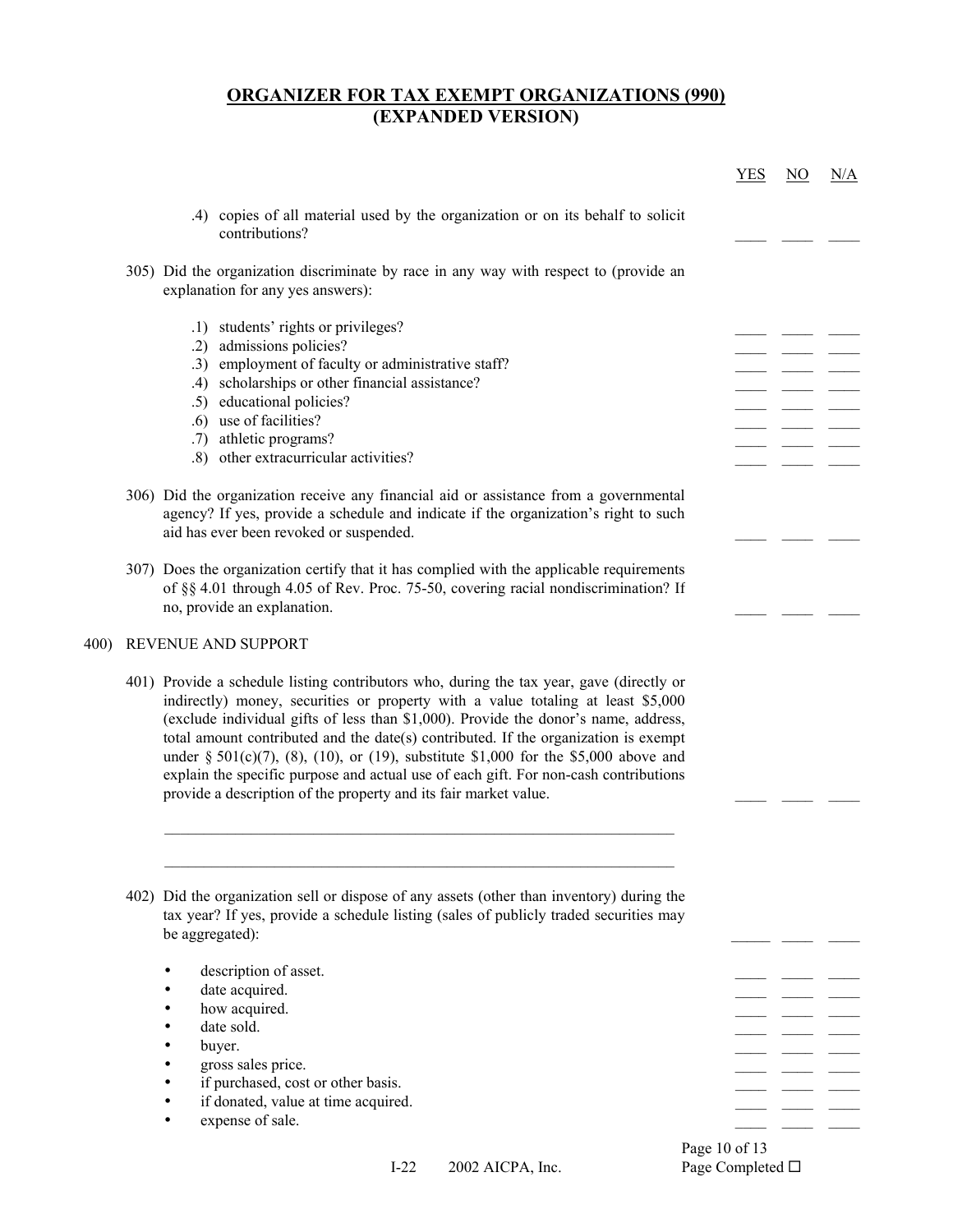## ORGANIZER FOR TAX EXEMPT ORGANIZATIONS (990) (EXPANDED VERSION)

| | YES | NO | N/A |
|---|---|---|---|
| .4) copies of all material used by the organization or on its behalf to solicit contributions? | ____ | ____ | ____ |
| 305) Did the organization discriminate by race in any way with respect to (provide an explanation for any yes answers): | | | |
| .1) students' rights or privileges? | ____ | ____ | ____ |
| .2) admissions policies? | ____ | ____ | ____ |
| .3) employment of faculty or administrative staff? | ____ | ____ | ____ |
| .4) scholarships or other financial assistance? | ____ | ____ | ____ |
| .5) educational policies? | ____ | ____ | ____ |
| .6) use of facilities? | ____ | ____ | ____ |
| .7) athletic programs? | ____ | ____ | ____ |
| .8) other extracurricular activities? | ____ | ____ | ____ |
| 306) Did the organization receive any financial aid or assistance from a governmental agency? If yes, provide a schedule and indicate if the organization's right to such aid has ever been revoked or suspended. | ____ | ____ | ____ |
| 307) Does the organization certify that it has complied with the applicable requirements of §§ 4.01 through 4.05 of Rev. Proc. 75-50, covering racial nondiscrimination? If no, provide an explanation. | ____ | ____ | ____ |

400) REVENUE AND SUPPORT

| | YES | NO | N/A |
|---|---|---|---|
| 401) Provide a schedule listing contributors who, during the tax year, gave (directly or indirectly) money, securities or property with a value totaling at least $5,000 (exclude individual gifts of less than $1,000). Provide the donor's name, address, total amount contributed and the date(s) contributed. If the organization is exempt under § 501(c)(7), (8), (10), or (19), substitute $1,000 for the $5,000 above and explain the specific purpose and actual use of each gift. For non-cash contributions provide a description of the property and its fair market value. | ____ | ____ | ____ |

_______________________________________________________________

_______________________________________________________________

| | YES | NO | N/A |
|---|---|---|---|
| 402) Did the organization sell or dispose of any assets (other than inventory) during the tax year? If yes, provide a schedule listing (sales of publicly traded securities may be aggregated): | _____ | ____ | ____ |
| • description of asset. | ____ | ____ | ____ |
| • date acquired. | ____ | ____ | ____ |
| • how acquired. | ____ | ____ | ____ |
| • date sold. | ____ | ____ | ____ |
| • buyer. | ____ | ____ | ____ |
| • gross sales price. | ____ | ____ | ____ |
| • if purchased, cost or other basis. | ____ | ____ | ____ |
| • if donated, value at time acquired. | ____ | ____ | ____ |
| • expense of sale. | ____ | ____ | ____ |

Page Completed ☐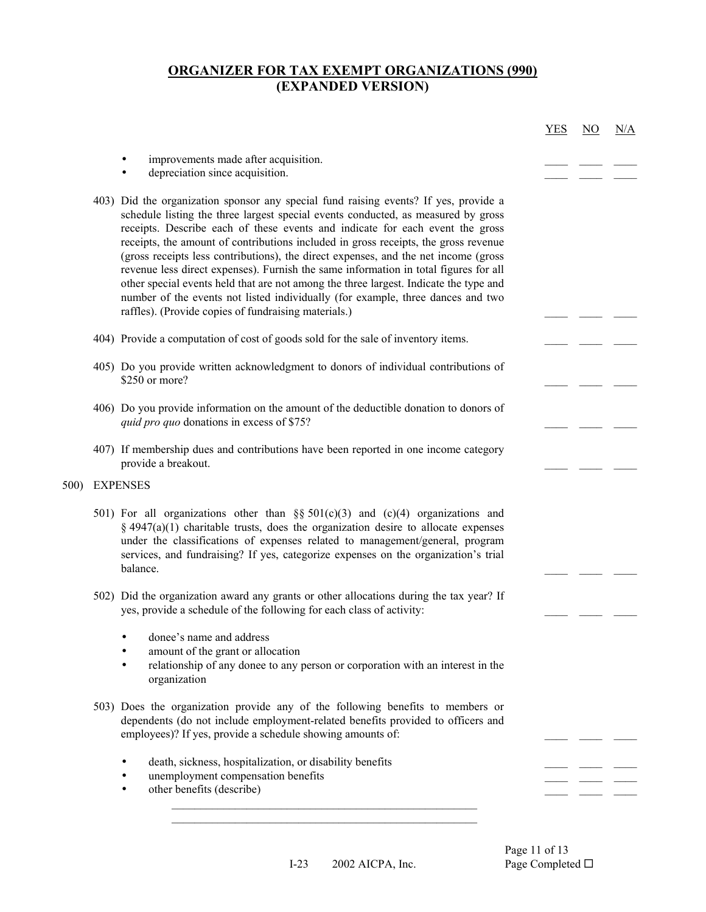# ORGANIZER FOR TAX EXEMPT ORGANIZATIONS (990) (EXPANDED VERSION)

| | YES | NO | N/A |
|---|---|---|---|
| • improvements made after acquisition. | ____ | ____ | ____ |
| • depreciation since acquisition. | ____ | ____ | ____ |
| 403) Did the organization sponsor any special fund raising events? If yes, provide a schedule listing the three largest special events conducted, as measured by gross receipts. Describe each of these events and indicate for each event the gross receipts, the amount of contributions included in gross receipts, the gross revenue (gross receipts less contributions), the direct expenses, and the net income (gross revenue less direct expenses). Furnish the same information in total figures for all other special events held that are not among the three largest. Indicate the type and number of the events not listed individually (for example, three dances and two raffles). (Provide copies of fundraising materials.) | ____ | ____ | ____ |
| 404) Provide a computation of cost of goods sold for the sale of inventory items. | ____ | ____ | ____ |
| 405) Do you provide written acknowledgment to donors of individual contributions of $250 or more? | ____ | ____ | ____ |
| 406) Do you provide information on the amount of the deductible donation to donors of *quid pro quo* donations in excess of $75? | ____ | ____ | ____ |
| 407) If membership dues and contributions have been reported in one income category provide a breakout. | ____ | ____ | ____ |

500) EXPENSES

| | YES | NO | N/A |
|---|---|---|---|
| 501) For all organizations other than §§ 501(c)(3) and (c)(4) organizations and § 4947(a)(1) charitable trusts, does the organization desire to allocate expenses under the classifications of expenses related to management/general, program services, and fundraising? If yes, categorize expenses on the organization's trial balance. | ____ | ____ | ____ |
| 502) Did the organization award any grants or other allocations during the tax year? If yes, provide a schedule of the following for each class of activity: | ____ | ____ | ____ |

- donee's name and address
- amount of the grant or allocation
- relationship of any donee to any person or corporation with an interest in the organization

| | YES | NO | N/A |
|---|---|---|---|
| 503) Does the organization provide any of the following benefits to members or dependents (do not include employment-related benefits provided to officers and employees)? If yes, provide a schedule showing amounts of: | ____ | ____ | ____ |
| • death, sickness, hospitalization, or disability benefits | ____ | ____ | ____ |
| • unemployment compensation benefits | ____ | ____ | ____ |
| • other benefits (describe) | ____ | ____ | ____ |

_____________________________________________________

_____________________________________________________

Page Completed ☐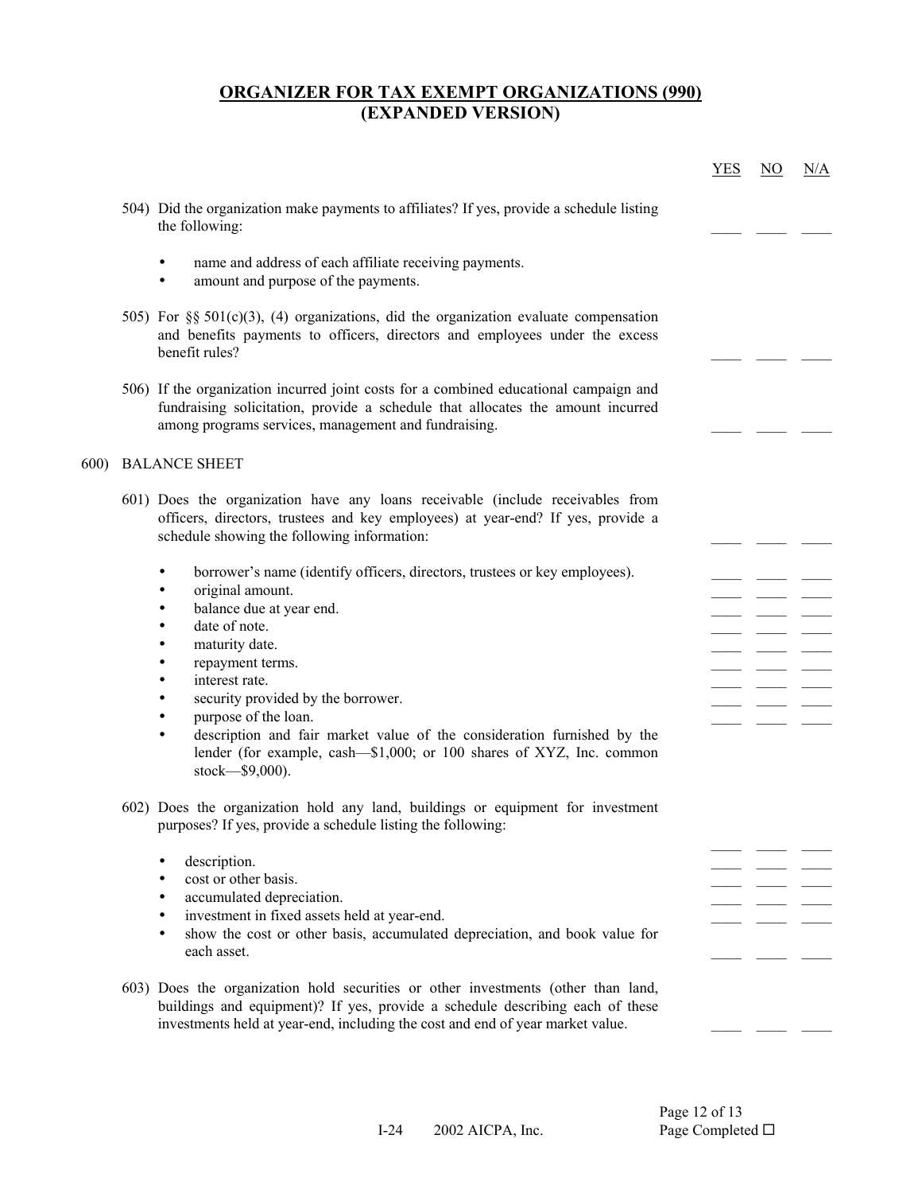# ORGANIZER FOR TAX EXEMPT ORGANIZATIONS (990) (EXPANDED VERSION)

YES NO N/A

504) Did the organization make payments to affiliates? If yes, provide a schedule listing the following: ____ ____ ____

- name and address of each affiliate receiving payments.
- amount and purpose of the payments.

505) For §§ 501(c)(3), (4) organizations, did the organization evaluate compensation and benefits payments to officers, directors and employees under the excess benefit rules? ____ ____ ____

506) If the organization incurred joint costs for a combined educational campaign and fundraising solicitation, provide a schedule that allocates the amount incurred among programs services, management and fundraising. ____ ____ ____

600) BALANCE SHEET

601) Does the organization have any loans receivable (include receivables from officers, directors, trustees and key employees) at year-end? If yes, provide a schedule showing the following information: ____ ____ ____

- borrower's name (identify officers, directors, trustees or key employees). ____ ____ ____
- original amount. ____ ____ ____
- balance due at year end. ____ ____ ____
- date of note. ____ ____ ____
- maturity date. ____ ____ ____
- repayment terms. ____ ____ ____
- interest rate. ____ ____ ____
- security provided by the borrower. ____ ____ ____
- purpose of the loan. ____ ____ ____
- description and fair market value of the consideration furnished by the lender (for example, cash—$1,000; or 100 shares of XYZ, Inc. common stock—$9,000).

602) Does the organization hold any land, buildings or equipment for investment purposes? If yes, provide a schedule listing the following: ____ ____ ____

- description. ____ ____ ____
- cost or other basis. ____ ____ ____
- accumulated depreciation. ____ ____ ____
- investment in fixed assets held at year-end. ____ ____ ____
- show the cost or other basis, accumulated depreciation, and book value for each asset. ____ ____ ____

603) Does the organization hold securities or other investments (other than land, buildings and equipment)? If yes, provide a schedule describing each of these investments held at year-end, including the cost and end of year market value. ____ ____ ____

I-24 2002 AICPA, Inc.

Page Completed ☐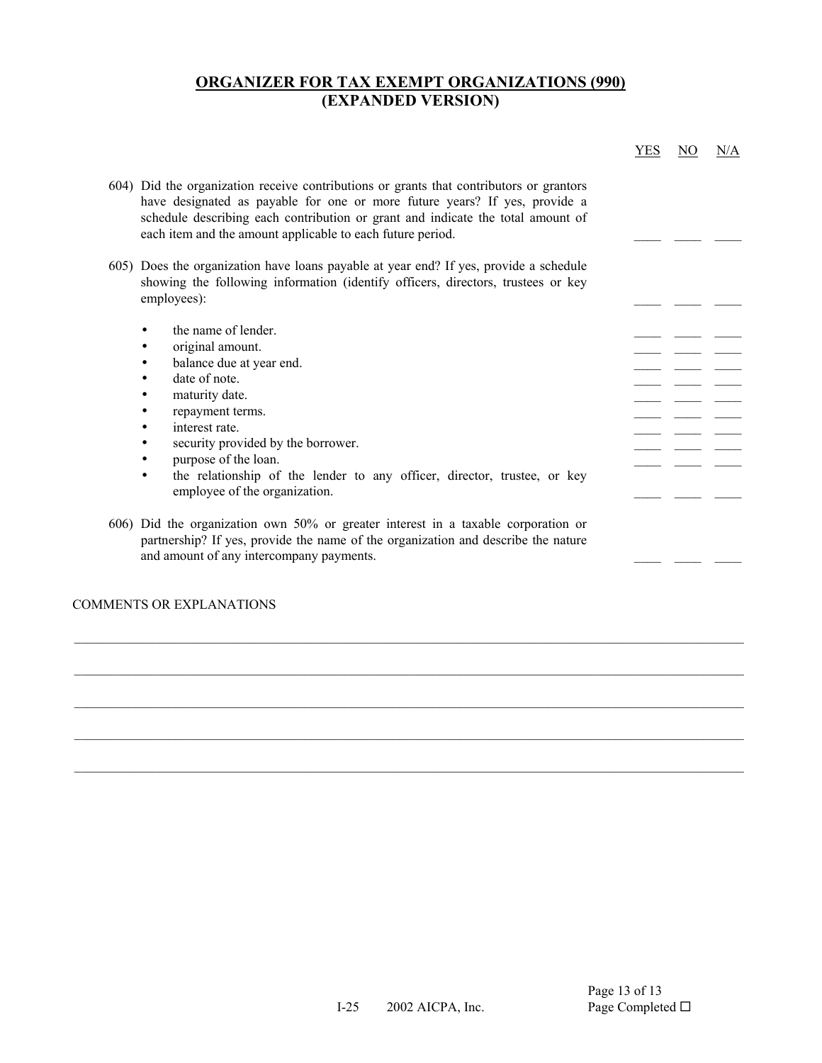## ORGANIZER FOR TAX EXEMPT ORGANIZATIONS (990) (EXPANDED VERSION)

| | YES | NO | N/A |
|---|---|---|---|
| 604) Did the organization receive contributions or grants that contributors or grantors have designated as payable for one or more future years? If yes, provide a schedule describing each contribution or grant and indicate the total amount of each item and the amount applicable to each future period. | ____ | ____ | ____ |
| 605) Does the organization have loans payable at year end? If yes, provide a schedule showing the following information (identify officers, directors, trustees or key employees): | ____ | ____ | ____ |
| • the name of lender. | ____ | ____ | ____ |
| • original amount. | ____ | ____ | ____ |
| • balance due at year end. | ____ | ____ | ____ |
| • date of note. | ____ | ____ | ____ |
| • maturity date. | ____ | ____ | ____ |
| • repayment terms. | ____ | ____ | ____ |
| • interest rate. | ____ | ____ | ____ |
| • security provided by the borrower. | ____ | ____ | ____ |
| • purpose of the loan. | ____ | ____ | ____ |
| • the relationship of the lender to any officer, director, trustee, or key employee of the organization. | ____ | ____ | ____ |
| 606) Did the organization own 50% or greater interest in a taxable corporation or partnership? If yes, provide the name of the organization and describe the nature and amount of any intercompany payments. | ____ | ____ | ____ |

COMMENTS OR EXPLANATIONS

______________________________________________________________________________

______________________________________________________________________________

______________________________________________________________________________

______________________________________________________________________________

______________________________________________________________________________

I-25 2002 AICPA, Inc.

Page Completed ☐